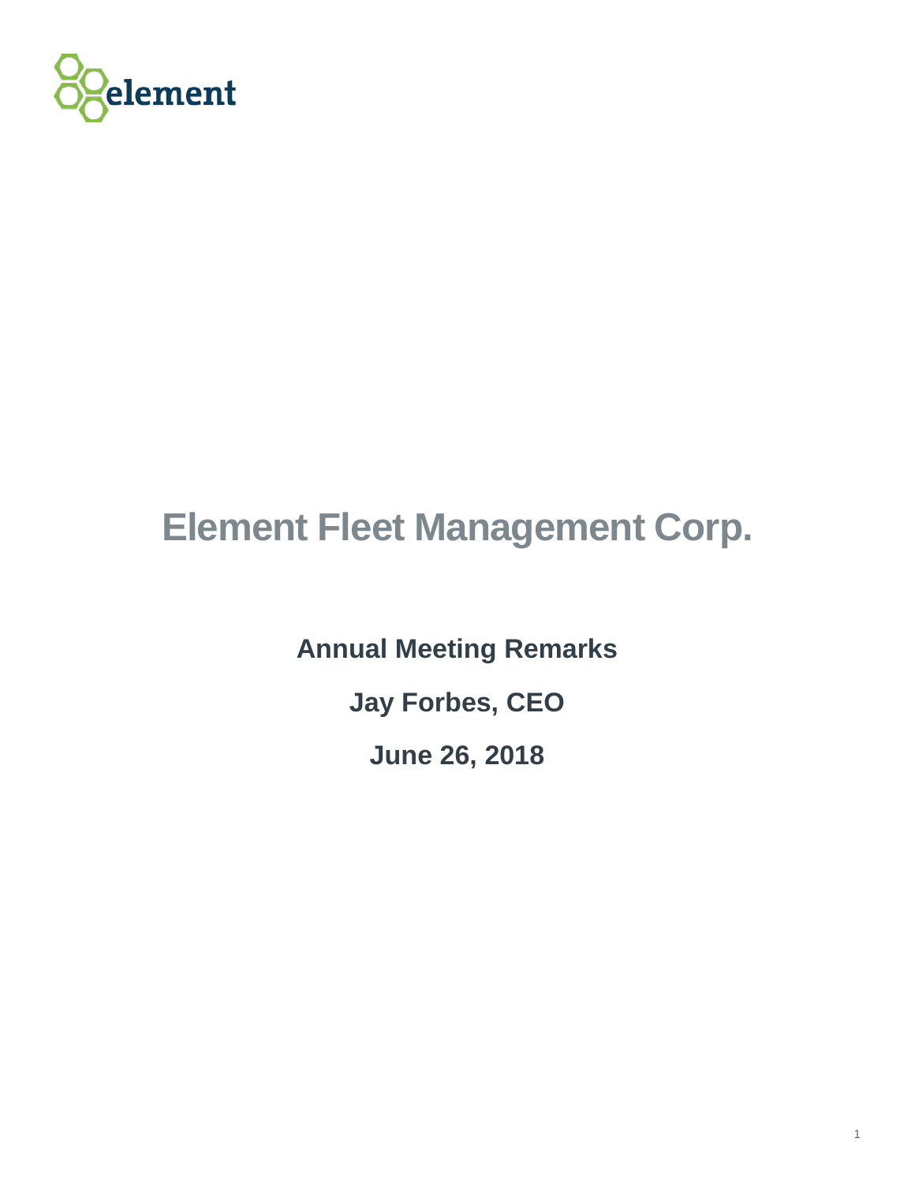element

# Element Fleet Management Corp.

**Annual Meeting Remarks**

**Jay Forbes, CEO**

**June 26, 2018**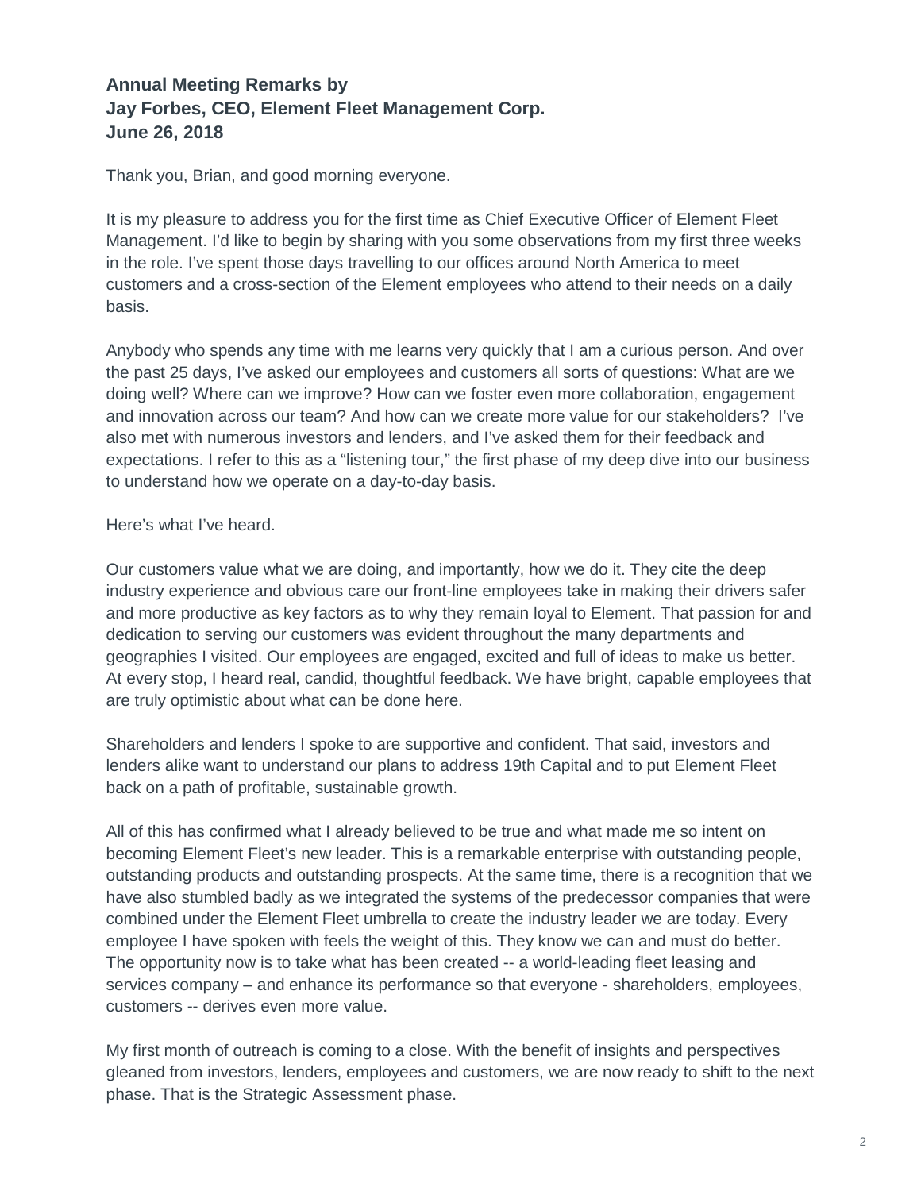**Annual Meeting Remarks by**
**Jay Forbes, CEO, Element Fleet Management Corp.**
**June 26, 2018**

Thank you, Brian, and good morning everyone.

It is my pleasure to address you for the first time as Chief Executive Officer of Element Fleet Management. I'd like to begin by sharing with you some observations from my first three weeks in the role. I've spent those days travelling to our offices around North America to meet customers and a cross-section of the Element employees who attend to their needs on a daily basis.

Anybody who spends any time with me learns very quickly that I am a curious person. And over the past 25 days, I've asked our employees and customers all sorts of questions: What are we doing well? Where can we improve? How can we foster even more collaboration, engagement and innovation across our team? And how can we create more value for our stakeholders? I've also met with numerous investors and lenders, and I've asked them for their feedback and expectations. I refer to this as a "listening tour," the first phase of my deep dive into our business to understand how we operate on a day-to-day basis.

Here's what I've heard.

Our customers value what we are doing, and importantly, how we do it. They cite the deep industry experience and obvious care our front-line employees take in making their drivers safer and more productive as key factors as to why they remain loyal to Element. That passion for and dedication to serving our customers was evident throughout the many departments and geographies I visited. Our employees are engaged, excited and full of ideas to make us better. At every stop, I heard real, candid, thoughtful feedback. We have bright, capable employees that are truly optimistic about what can be done here.

Shareholders and lenders I spoke to are supportive and confident. That said, investors and lenders alike want to understand our plans to address 19th Capital and to put Element Fleet back on a path of profitable, sustainable growth.

All of this has confirmed what I already believed to be true and what made me so intent on becoming Element Fleet's new leader. This is a remarkable enterprise with outstanding people, outstanding products and outstanding prospects. At the same time, there is a recognition that we have also stumbled badly as we integrated the systems of the predecessor companies that were combined under the Element Fleet umbrella to create the industry leader we are today. Every employee I have spoken with feels the weight of this. They know we can and must do better. The opportunity now is to take what has been created -- a world-leading fleet leasing and services company – and enhance its performance so that everyone - shareholders, employees, customers -- derives even more value.

My first month of outreach is coming to a close. With the benefit of insights and perspectives gleaned from investors, lenders, employees and customers, we are now ready to shift to the next phase. That is the Strategic Assessment phase.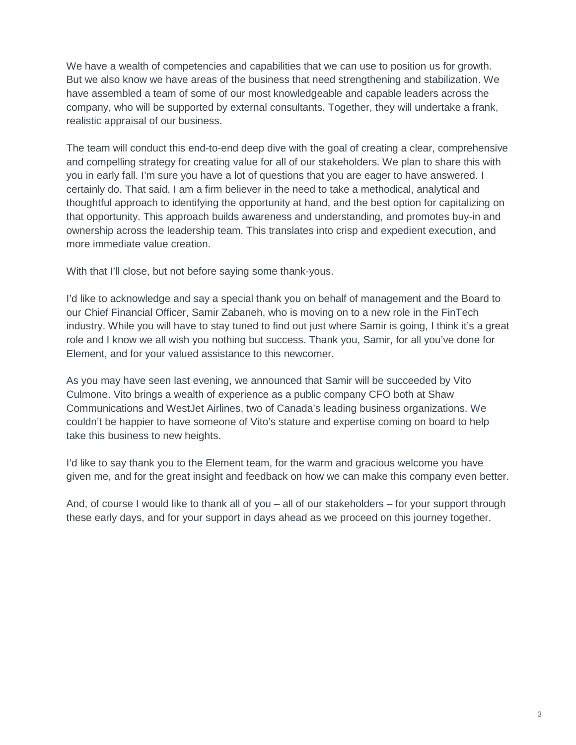We have a wealth of competencies and capabilities that we can use to position us for growth. But we also know we have areas of the business that need strengthening and stabilization. We have assembled a team of some of our most knowledgeable and capable leaders across the company, who will be supported by external consultants. Together, they will undertake a frank, realistic appraisal of our business.

The team will conduct this end-to-end deep dive with the goal of creating a clear, comprehensive and compelling strategy for creating value for all of our stakeholders. We plan to share this with you in early fall. I'm sure you have a lot of questions that you are eager to have answered. I certainly do. That said, I am a firm believer in the need to take a methodical, analytical and thoughtful approach to identifying the opportunity at hand, and the best option for capitalizing on that opportunity. This approach builds awareness and understanding, and promotes buy-in and ownership across the leadership team. This translates into crisp and expedient execution, and more immediate value creation.

With that I'll close, but not before saying some thank-yous.

I'd like to acknowledge and say a special thank you on behalf of management and the Board to our Chief Financial Officer, Samir Zabaneh, who is moving on to a new role in the FinTech industry. While you will have to stay tuned to find out just where Samir is going, I think it's a great role and I know we all wish you nothing but success. Thank you, Samir, for all you've done for Element, and for your valued assistance to this newcomer.

As you may have seen last evening, we announced that Samir will be succeeded by Vito Culmone. Vito brings a wealth of experience as a public company CFO both at Shaw Communications and WestJet Airlines, two of Canada's leading business organizations. We couldn't be happier to have someone of Vito's stature and expertise coming on board to help take this business to new heights.

I'd like to say thank you to the Element team, for the warm and gracious welcome you have given me, and for the great insight and feedback on how we can make this company even better.

And, of course I would like to thank all of you – all of our stakeholders – for your support through these early days, and for your support in days ahead as we proceed on this journey together.